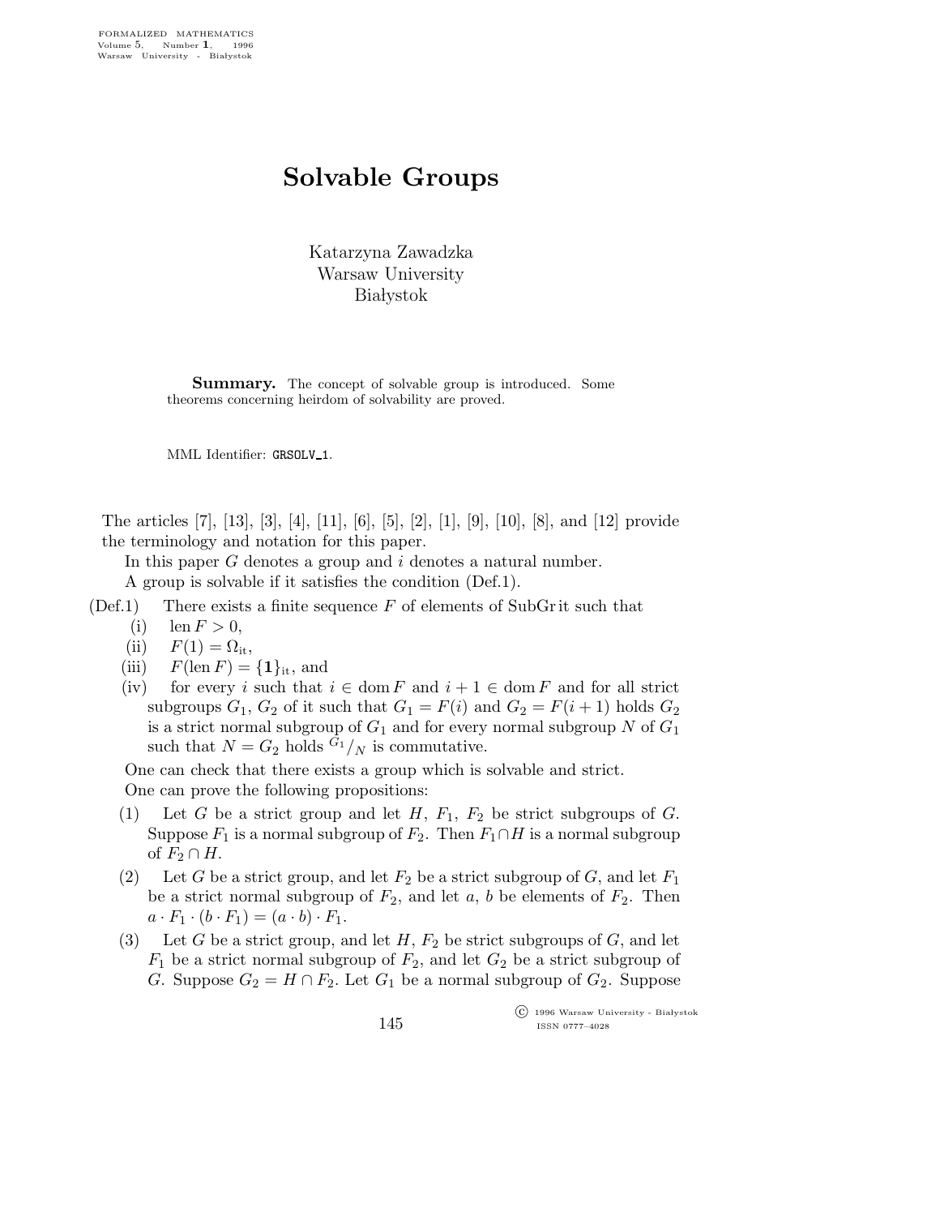# Solvable Groups

Katarzyna Zawadzka
Warsaw University
Białystok

**Summary.** The concept of solvable group is introduced. Some theorems concerning heirdom of solvability are proved.

MML Identifier: GRSOLV_1.

The articles [7], [13], [3], [4], [11], [6], [5], [2], [1], [9], [10], [8], and [12] provide the terminology and notation for this paper.

In this paper $G$ denotes a group and $i$ denotes a natural number.

A group is solvable if it satisfies the condition (Def.1).

(Def.1) There exists a finite sequence $F$ of elements of SubGr it such that

- (i) $\operatorname{len} F > 0$,
- (ii) $F(1) = \Omega_{\rm it}$,
- (iii) $F(\operatorname{len} F) = \{\mathbf{1}\}_{\rm it}$, and
- (iv) for every $i$ such that $i \in \operatorname{dom} F$ and $i+1 \in \operatorname{dom} F$ and for all strict subgroups $G_1$, $G_2$ of it such that $G_1 = F(i)$ and $G_2 = F(i+1)$ holds $G_2$ is a strict normal subgroup of $G_1$ and for every normal subgroup $N$ of $G_1$ such that $N = G_2$ holds ${}^{G_1}/_N$ is commutative.

One can check that there exists a group which is solvable and strict.

One can prove the following propositions:

(1) Let $G$ be a strict group and let $H$, $F_1$, $F_2$ be strict subgroups of $G$. Suppose $F_1$ is a normal subgroup of $F_2$. Then $F_1 \cap H$ is a normal subgroup of $F_2 \cap H$.

(2) Let $G$ be a strict group, and let $F_2$ be a strict subgroup of $G$, and let $F_1$ be a strict normal subgroup of $F_2$, and let $a$, $b$ be elements of $F_2$. Then $a \cdot F_1 \cdot (b \cdot F_1) = (a \cdot b) \cdot F_1$.

(3) Let $G$ be a strict group, and let $H$, $F_2$ be strict subgroups of $G$, and let $F_1$ be a strict normal subgroup of $F_2$, and let $G_2$ be a strict subgroup of $G$. Suppose $G_2 = H \cap F_2$. Let $G_1$ be a normal subgroup of $G_2$. Suppose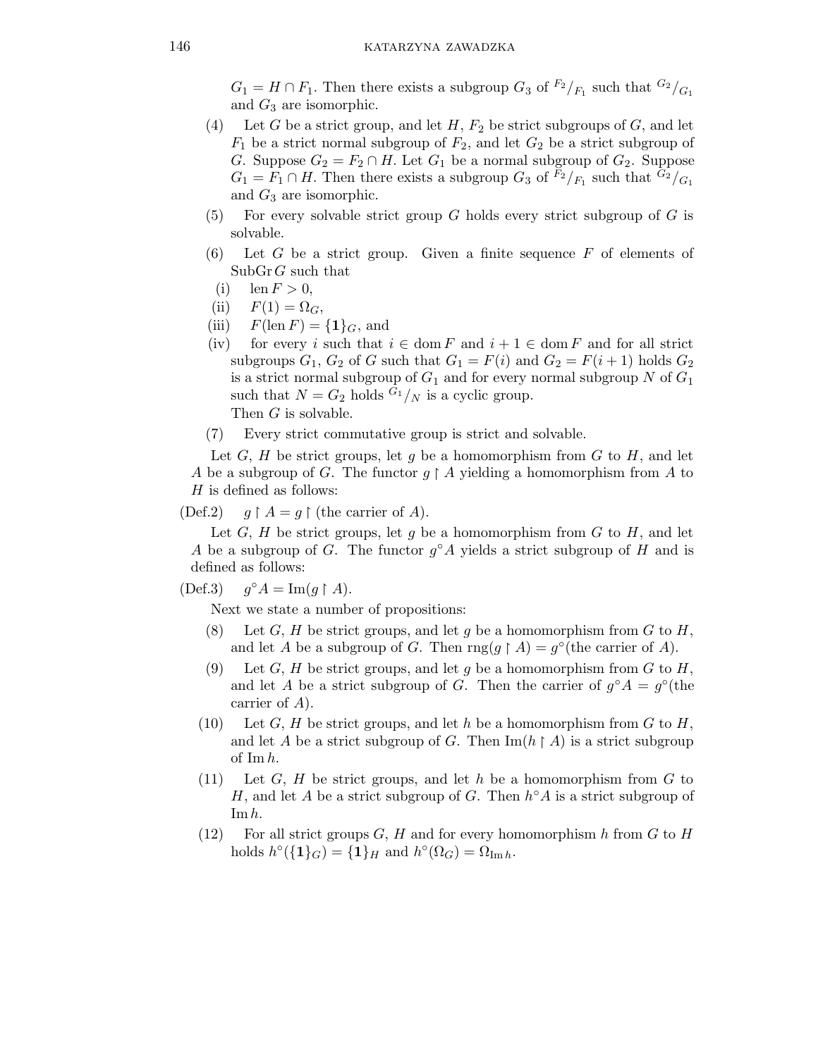$G_1 = H \cap F_1$. Then there exists a subgroup $G_3$ of ${}^{F_2}/_{F_1}$ such that ${}^{G_2}/_{G_1}$ and $G_3$ are isomorphic.

(4) Let $G$ be a strict group, and let $H$, $F_2$ be strict subgroups of $G$, and let $F_1$ be a strict normal subgroup of $F_2$, and let $G_2$ be a strict subgroup of $G$. Suppose $G_2 = F_2 \cap H$. Let $G_1$ be a normal subgroup of $G_2$. Suppose $G_1 = F_1 \cap H$. Then there exists a subgroup $G_3$ of ${}^{F_2}/_{F_1}$ such that ${}^{G_2}/_{G_1}$ and $G_3$ are isomorphic.

(5) For every solvable strict group $G$ holds every strict subgroup of $G$ is solvable.

(6) Let $G$ be a strict group. Given a finite sequence $F$ of elements of $\mathrm{SubGr}\, G$ such that

(i) $\mathrm{len}\, F > 0$,

(ii) $F(1) = \Omega_G$,

(iii) $F(\mathrm{len}\, F) = \{\mathbf{1}\}_G$, and

(iv) for every $i$ such that $i \in \mathrm{dom}\, F$ and $i+1 \in \mathrm{dom}\, F$ and for all strict subgroups $G_1$, $G_2$ of $G$ such that $G_1 = F(i)$ and $G_2 = F(i+1)$ holds $G_2$ is a strict normal subgroup of $G_1$ and for every normal subgroup $N$ of $G_1$ such that $N = G_2$ holds ${}^{G_1}/_{N}$ is a cyclic group.

Then $G$ is solvable.

(7) Every strict commutative group is strict and solvable.

Let $G$, $H$ be strict groups, let $g$ be a homomorphism from $G$ to $H$, and let $A$ be a subgroup of $G$. The functor $g \restriction A$ yielding a homomorphism from $A$ to $H$ is defined as follows:

(Def.2) $g \restriction A = g \restriction (\text{the carrier of } A)$.

Let $G$, $H$ be strict groups, let $g$ be a homomorphism from $G$ to $H$, and let $A$ be a subgroup of $G$. The functor $g^\circ A$ yields a strict subgroup of $H$ and is defined as follows:

(Def.3) $g^\circ A = \mathrm{Im}(g \restriction A)$.

Next we state a number of propositions:

(8) Let $G$, $H$ be strict groups, and let $g$ be a homomorphism from $G$ to $H$, and let $A$ be a subgroup of $G$. Then $\mathrm{rng}(g \restriction A) = g^\circ(\text{the carrier of } A)$.

(9) Let $G$, $H$ be strict groups, and let $g$ be a homomorphism from $G$ to $H$, and let $A$ be a strict subgroup of $G$. Then the carrier of $g^\circ A = g^\circ(\text{the carrier of } A)$.

(10) Let $G$, $H$ be strict groups, and let $h$ be a homomorphism from $G$ to $H$, and let $A$ be a strict subgroup of $G$. Then $\mathrm{Im}(h \restriction A)$ is a strict subgroup of $\mathrm{Im}\, h$.

(11) Let $G$, $H$ be strict groups, and let $h$ be a homomorphism from $G$ to $H$, and let $A$ be a strict subgroup of $G$. Then $h^\circ A$ is a strict subgroup of $\mathrm{Im}\, h$.

(12) For all strict groups $G$, $H$ and for every homomorphism $h$ from $G$ to $H$ holds $h^\circ(\{\mathbf{1}\}_G) = \{\mathbf{1}\}_H$ and $h^\circ(\Omega_G) = \Omega_{\mathrm{Im}\, h}$.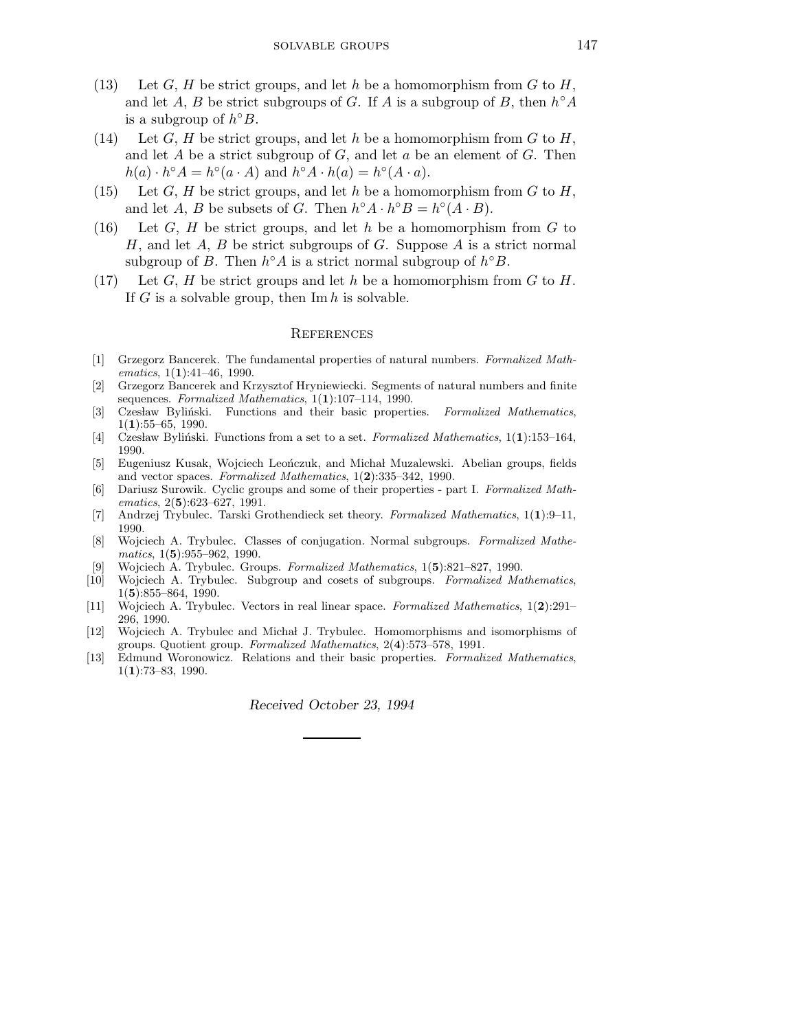(13) Let $G$, $H$ be strict groups, and let $h$ be a homomorphism from $G$ to $H$, and let $A$, $B$ be strict subgroups of $G$. If $A$ is a subgroup of $B$, then $h^{\circ}A$ is a subgroup of $h^{\circ}B$.

(14) Let $G$, $H$ be strict groups, and let $h$ be a homomorphism from $G$ to $H$, and let $A$ be a strict subgroup of $G$, and let $a$ be an element of $G$. Then $h(a) \cdot h^{\circ}A = h^{\circ}(a \cdot A)$ and $h^{\circ}A \cdot h(a) = h^{\circ}(A \cdot a)$.

(15) Let $G$, $H$ be strict groups, and let $h$ be a homomorphism from $G$ to $H$, and let $A$, $B$ be subsets of $G$. Then $h^{\circ}A \cdot h^{\circ}B = h^{\circ}(A \cdot B)$.

(16) Let $G$, $H$ be strict groups, and let $h$ be a homomorphism from $G$ to $H$, and let $A$, $B$ be strict subgroups of $G$. Suppose $A$ is a strict normal subgroup of $B$. Then $h^{\circ}A$ is a strict normal subgroup of $h^{\circ}B$.

(17) Let $G$, $H$ be strict groups and let $h$ be a homomorphism from $G$ to $H$. If $G$ is a solvable group, then $\operatorname{Im} h$ is solvable.

## References

[1] Grzegorz Bancerek. The fundamental properties of natural numbers. *Formalized Mathematics*, 1(**1**):41–46, 1990.

[2] Grzegorz Bancerek and Krzysztof Hryniewiecki. Segments of natural numbers and finite sequences. *Formalized Mathematics*, 1(**1**):107–114, 1990.

[3] Czesław Byliński. Functions and their basic properties. *Formalized Mathematics*, 1(**1**):55–65, 1990.

[4] Czesław Byliński. Functions from a set to a set. *Formalized Mathematics*, 1(**1**):153–164, 1990.

[5] Eugeniusz Kusak, Wojciech Leończuk, and Michał Muzalewski. Abelian groups, fields and vector spaces. *Formalized Mathematics*, 1(**2**):335–342, 1990.

[6] Dariusz Surowik. Cyclic groups and some of their properties - part I. *Formalized Mathematics*, 2(**5**):623–627, 1991.

[7] Andrzej Trybulec. Tarski Grothendieck set theory. *Formalized Mathematics*, 1(**1**):9–11, 1990.

[8] Wojciech A. Trybulec. Classes of conjugation. Normal subgroups. *Formalized Mathematics*, 1(**5**):955–962, 1990.

[9] Wojciech A. Trybulec. Groups. *Formalized Mathematics*, 1(**5**):821–827, 1990.

[10] Wojciech A. Trybulec. Subgroup and cosets of subgroups. *Formalized Mathematics*, 1(**5**):855–864, 1990.

[11] Wojciech A. Trybulec. Vectors in real linear space. *Formalized Mathematics*, 1(**2**):291–296, 1990.

[12] Wojciech A. Trybulec and Michał J. Trybulec. Homomorphisms and isomorphisms of groups. Quotient group. *Formalized Mathematics*, 2(**4**):573–578, 1991.

[13] Edmund Woronowicz. Relations and their basic properties. *Formalized Mathematics*, 1(**1**):73–83, 1990.

*Received October 23, 1994*